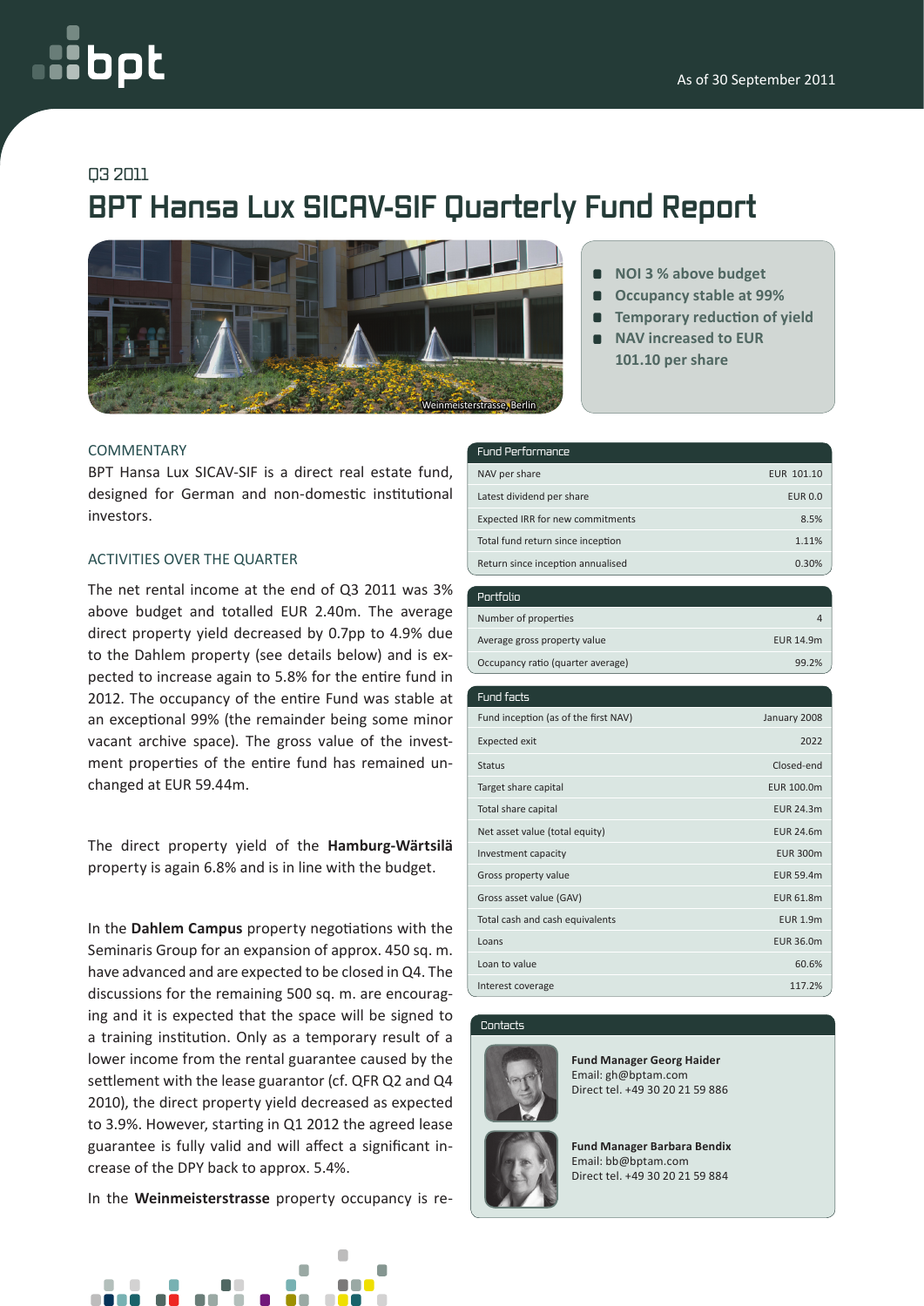As of 30 September 2011

Q3 2011

# BPT Hansa Lux SICAV-SIF Quarterly Fund Report

Weinmeisterstrasse, Berlin

- NOI 3 % above budget
- Occupancy stable at 99%
- Temporary reduction of yield
- NAV increased to EUR 101.10 per share

## COMMENTARY

BPT Hansa Lux SICAV-SIF is a direct real estate fund, designed for German and non-domestic institutional investors.

## ACTIVITIES OVER THE QUARTER

The net rental income at the end of Q3 2011 was 3% above budget and totalled EUR 2.40m. The average direct property yield decreased by 0.7pp to 4.9% due to the Dahlem property (see details below) and is expected to increase again to 5.8% for the entire fund in 2012. The occupancy of the entire Fund was stable at an exceptional 99% (the remainder being some minor vacant archive space). The gross value of the investment properties of the entire fund has remained unchanged at EUR 59.44m.

The direct property yield of the **Hamburg-Wärtsilä** property is again 6.8% and is in line with the budget.

In the **Dahlem Campus** property negotiations with the Seminaris Group for an expansion of approx. 450 sq. m. have advanced and are expected to be closed in Q4. The discussions for the remaining 500 sq. m. are encouraging and it is expected that the space will be signed to a training institution. Only as a temporary result of a lower income from the rental guarantee caused by the settlement with the lease guarantor (cf. QFR Q2 and Q4 2010), the direct property yield decreased as expected to 3.9%. However, starting in Q1 2012 the agreed lease guarantee is fully valid and will affect a significant increase of the DPY back to approx. 5.4%.

In the **Weinmeisterstrasse** property occupancy is re-

| Fund Performance | |
|---|---|
| NAV per share | EUR 101.10 |
| Latest dividend per share | EUR 0.0 |
| Expected IRR for new commitments | 8.5% |
| Total fund return since inception | 1.11% |
| Return since inception annualised | 0.30% |

| Portfolio | |
|---|---|
| Number of properties | 4 |
| Average gross property value | EUR 14.9m |
| Occupancy ratio (quarter average) | 99.2% |

| Fund facts | |
|---|---|
| Fund inception (as of the first NAV) | January 2008 |
| Expected exit | 2022 |
| Status | Closed-end |
| Target share capital | EUR 100.0m |
| Total share capital | EUR 24.3m |
| Net asset value (total equity) | EUR 24.6m |
| Investment capacity | EUR 300m |
| Gross property value | EUR 59.4m |
| Gross asset value (GAV) | EUR 61.8m |
| Total cash and cash equivalents | EUR 1.9m |
| Loans | EUR 36.0m |
| Loan to value | 60.6% |
| Interest coverage | 117.2% |

### Contacts

**Fund Manager Georg Haider**
Email: gh@bptam.com
Direct tel. +49 30 20 21 59 886

**Fund Manager Barbara Bendix**
Email: bb@bptam.com
Direct tel. +49 30 20 21 59 884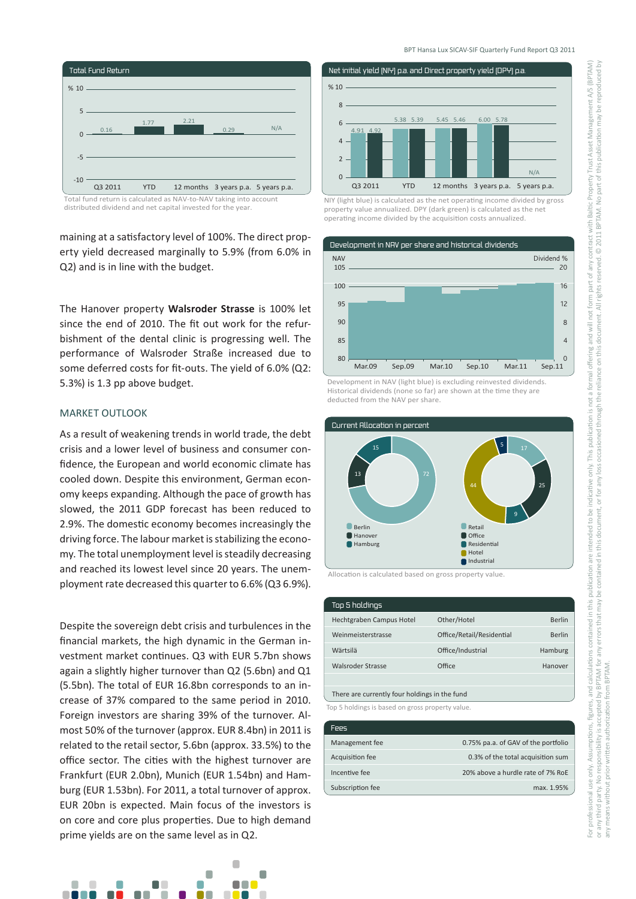Total Fund Return

% 10
5
0
-5
-10

0.16
1.77
2.21
0.29
N/A

Q3 2011 | YTD | 12 months | 3 years p.a. | 5 years p.a.

Total fund return is calculated as NAV-to-NAV taking into account distributed dividend and net capital invested for the year.

Net initial yield (NIY) p.a. and Direct property yield (DPY) p.a.

% 10
8
6
4
2
0

4.91 4.92
5.38 5.39
5.45 5.46
6.00 5.78
N/A

Q3 2011 | YTD | 12 months | 3 years p.a. | 5 years p.a.

NIY (light blue) is calculated as the net operating income divided by gross property value annualized. DPY (dark green) is calculated as the net operating income divided by the acquisition costs annualized.

maining at a satisfactory level of 100%. The direct property yield decreased marginally to 5.9% (from 6.0% in Q2) and is in line with the budget.

The Hanover property **Walsroder Strasse** is 100% let since the end of 2010. The fit out work for the refurbishment of the dental clinic is progressing well. The performance of Walsroder Straße increased due to some deferred costs for fit-outs. The yield of 6.0% (Q2: 5.3%) is 1.3 pp above budget.

## MARKET OUTLOOK

As a result of weakening trends in world trade, the debt crisis and a lower level of business and consumer confidence, the European and world economic climate has cooled down. Despite this environment, German economy keeps expanding. Although the pace of growth has slowed, the 2011 GDP forecast has been reduced to 2.9%. The domestic economy becomes increasingly the driving force. The labour market is stabilizing the economy. The total unemployment level is steadily decreasing and reached its lowest level since 20 years. The unemployment rate decreased this quarter to 6.6% (Q3 6.9%).

Despite the sovereign debt crisis and turbulences in the financial markets, the high dynamic in the German investment market continues. Q3 with EUR 5.7bn shows again a slightly higher turnover than Q2 (5.6bn) and Q1 (5.5bn). The total of EUR 16.8bn corresponds to an increase of 37% compared to the same period in 2010. Foreign investors are sharing 39% of the turnover. Almost 50% of the turnover (approx. EUR 8.4bn) in 2011 is related to the retail sector, 5.6bn (approx. 33.5%) to the office sector. The cities with the highest turnover are Frankfurt (EUR 2.0bn), Munich (EUR 1.54bn) and Hamburg (EUR 1.53bn). For 2011, a total turnover of approx. EUR 20bn is expected. Main focus of the investors is on core and core plus properties. Due to high demand prime yields are on the same level as in Q2.

Development in NAV per share and historical dividends

NAV: 105, 100, 95, 90, 85, 80
Dividend %: 20, 16, 12, 8, 4, 0

Mar.09 | Sep.09 | Mar.10 | Sep.10 | Mar.11 | Sep.11

Development in NAV (light blue) is excluding reinvested dividends. Historical dividends (none so far) are shown at the time they are deducted from the NAV per share.

Current Allocation in percent

72, 13, 15
Berlin, Hanover, Hamburg

17, 25, 9, 44, 5
Retail, Office, Residential, Hotel, Industrial

Allocation is calculated based on gross property value.

Top 5 holdings

| | | |
|---|---|---|
| Hechtgraben Campus Hotel | Other/Hotel | Berlin |
| Weinmeisterstrasse | Office/Retail/Residential | Berlin |
| Wärtsilä | Office/Industrial | Hamburg |
| Walsroder Strasse | Office | Hanover |
| | | |
| There are currently four holdings in the fund | | |

Top 5 holdings is based on gross property value.

Fees

| | |
|---|---|
| Management fee | 0.75% pa.a. of GAV of the portfolio |
| Acquisition fee | 0.3% of the total acquisition sum |
| Incentive fee | 20% above a hurdle rate of 7% RoE |
| Subscription fee | max. 1.95% |

For professional use only. Assumptions, figures, and calculations contained in this publication are intended to be indicative only. This publication is not a formal offering and will not form part of any contract with Baltic Property Trust Asset Management A/S (BPTAM) or any third party. No responsibility is accepted by BPTAM for any errors that may be contained in this document, or for any loss occasioned through the reliance on this document. All rights reserved. © 2011 BPTAM. No part of this publication may be reproduced by any means without prior written authorization from BPTAM.